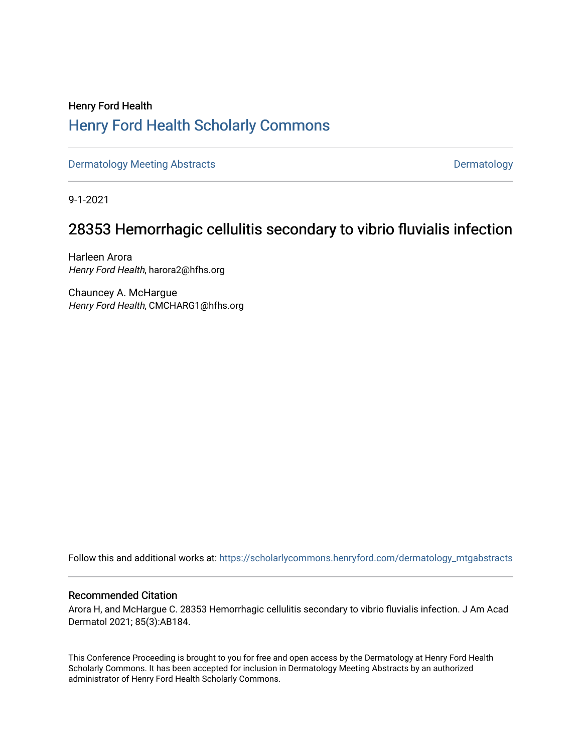Henry Ford Health

## Henry Ford Health Scholarly Commons

Dermatology Meeting Abstracts — Dermatology

9-1-2021

# 28353 Hemorrhagic cellulitis secondary to vibrio fluvialis infection

Harleen Arora
*Henry Ford Health*, harora2@hfhs.org

Chauncey A. McHargue
*Henry Ford Health*, CMCHARG1@hfhs.org

Follow this and additional works at: https://scholarlycommons.henryford.com/dermatology_mtgabstracts

### Recommended Citation

Arora H, and McHargue C. 28353 Hemorrhagic cellulitis secondary to vibrio fluvialis infection. J Am Acad Dermatol 2021; 85(3):AB184.

This Conference Proceeding is brought to you for free and open access by the Dermatology at Henry Ford Health Scholarly Commons. It has been accepted for inclusion in Dermatology Meeting Abstracts by an authorized administrator of Henry Ford Health Scholarly Commons.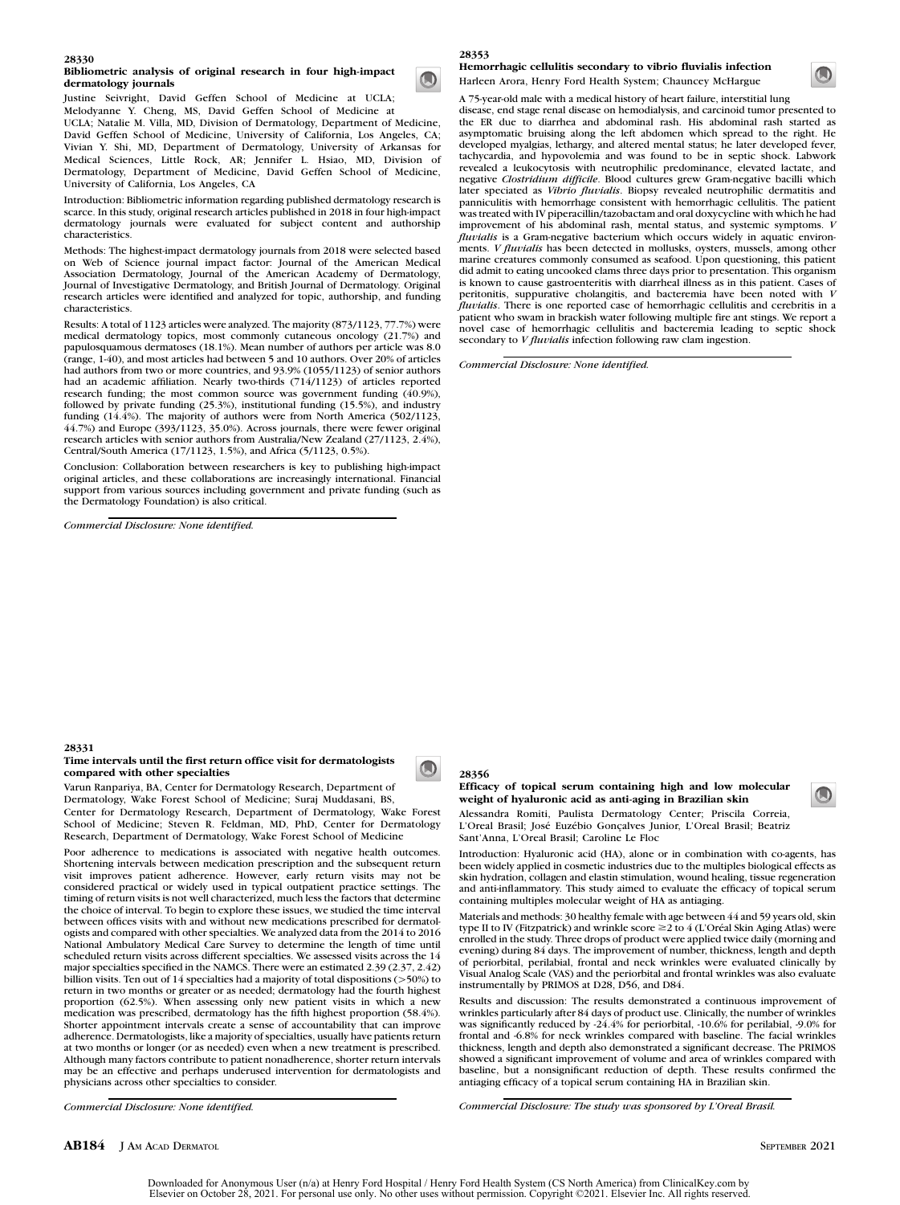## 28330

### Bibliometric analysis of original research in four high-impact dermatology journals

Justine Seivright, David Geffen School of Medicine at UCLA; Melodyanne Y. Cheng, MS, David Geffen School of Medicine at UCLA; Natalie M. Villa, MD, Division of Dermatology, Department of Medicine, David Geffen School of Medicine, University of California, Los Angeles, CA; Vivian Y. Shi, MD, Department of Dermatology, University of Arkansas for Medical Sciences, Little Rock, AR; Jennifer L. Hsiao, MD, Division of Dermatology, Department of Medicine, David Geffen School of Medicine, University of California, Los Angeles, CA

Introduction: Bibliometric information regarding published dermatology research is scarce. In this study, original research articles published in 2018 in four high-impact dermatology journals were evaluated for subject content and authorship characteristics.

Methods: The highest-impact dermatology journals from 2018 were selected based on Web of Science journal impact factor: Journal of the American Medical Association Dermatology, Journal of the American Academy of Dermatology, Journal of Investigative Dermatology, and British Journal of Dermatology. Original research articles were identified and analyzed for topic, authorship, and funding characteristics.

Results: A total of 1123 articles were analyzed. The majority (873/1123, 77.7%) were medical dermatology topics, most commonly cutaneous oncology (21.7%) and papulosquamous dermatoses (18.1%). Mean number of authors per article was 8.0 (range, 1-40), and most articles had between 5 and 10 authors. Over 20% of articles had authors from two or more countries, and 93.9% (1055/1123) of senior authors had an academic affiliation. Nearly two-thirds (714/1123) of articles reported research funding; the most common source was government funding (40.9%), followed by private funding (25.3%), institutional funding (15.5%), and industry funding (14.4%). The majority of authors were from North America (502/1123, 44.7%) and Europe (393/1123, 35.0%). Across journals, there were fewer original research articles with senior authors from Australia/New Zealand (27/1123, 2.4%), Central/South America (17/1123, 1.5%), and Africa (5/1123, 0.5%).

Conclusion: Collaboration between researchers is key to publishing high-impact original articles, and these collaborations are increasingly international. Financial support from various sources including government and private funding (such as the Dermatology Foundation) is also critical.

*Commercial Disclosure: None identified.*

## 28331

### Time intervals until the first return office visit for dermatologists compared with other specialties

Varun Ranpariya, BA, Center for Dermatology Research, Department of Dermatology, Wake Forest School of Medicine; Suraj Muddasani, BS, Center for Dermatology Research, Department of Dermatology, Wake Forest School of Medicine; Steven R. Feldman, MD, PhD, Center for Dermatology Research, Department of Dermatology, Wake Forest School of Medicine

Poor adherence to medications is associated with negative health outcomes. Shortening intervals between medication prescription and the subsequent return visit improves patient adherence. However, early return visits may not be considered practical or widely used in typical outpatient practice settings. The timing of return visits is not well characterized, much less the factors that determine the choice of interval. To begin to explore these issues, we studied the time interval between offices visits with and without new medications prescribed for dermatologists and compared with other specialties. We analyzed data from the 2014 to 2016 National Ambulatory Medical Care Survey to determine the length of time until scheduled return visits across different specialties. We assessed visits across the 14 major specialties specified in the NAMCS. There were an estimated 2.39 (2.37, 2.42) billion visits. Ten out of 14 specialties had a majority of total dispositions (>50%) to return in two months or greater or as needed; dermatology had the fourth highest proportion (62.5%). When assessing only new patient visits in which a new medication was prescribed, dermatology has the fifth highest proportion (58.4%). Shorter appointment intervals create a sense of accountability that can improve adherence. Dermatologists, like a majority of specialties, usually have patients return at two months or longer (or as needed) even when a new treatment is prescribed. Although many factors contribute to patient nonadherence, shorter return intervals may be an effective and perhaps underused intervention for dermatologists and physicians across other specialties to consider.

*Commercial Disclosure: None identified.*

## 28353

### Hemorrhagic cellulitis secondary to vibrio fluvialis infection

Harleen Arora, Henry Ford Health System; Chauncey McHargue

A 75-year-old male with a medical history of heart failure, interstitial lung disease, end stage renal disease on hemodialysis, and carcinoid tumor presented to the ER due to diarrhea and abdominal rash. His abdominal rash started as asymptomatic bruising along the left abdomen which spread to the right. He developed myalgias, lethargy, and altered mental status; he later developed fever, tachycardia, and hypovolemia and was found to be in septic shock. Labwork revealed a leukocytosis with neutrophilic predominance, elevated lactate, and negative *Clostridium difficile*. Blood cultures grew Gram-negative bacilli which later speciated as *Vibrio fluvialis*. Biopsy revealed neutrophilic dermatitis and panniculitis with hemorrhage consistent with hemorrhagic cellulitis. The patient was treated with IV piperacillin/tazobactam and oral doxycycline with which he had improvement of his abdominal rash, mental status, and systemic symptoms. *V fluvialis* is a Gram-negative bacterium which occurs widely in aquatic environments. *V fluvialis* has been detected in mollusks, oysters, mussels, among other marine creatures commonly consumed as seafood. Upon questioning, this patient did admit to eating uncooked clams three days prior to presentation. This organism is known to cause gastroenteritis with diarrheal illness as in this patient. Cases of peritonitis, suppurative cholangitis, and bacteremia have been noted with *V fluvialis*. There is one reported case of hemorrhagic cellulitis and cerebritis in a patient who swam in brackish water following multiple fire ant stings. We report a novel case of hemorrhagic cellulitis and bacteremia leading to septic shock secondary to *V fluvialis* infection following raw clam ingestion.

*Commercial Disclosure: None identified.*

## 28356

### Efficacy of topical serum containing high and low molecular weight of hyaluronic acid as anti-aging in Brazilian skin

Alessandra Romiti, Paulista Dermatology Center; Priscila Correia, L'Oreal Brasil; José Euzébio Gonçalves Junior, L'Oreal Brasil; Beatriz Sant'Anna, L'Oreal Brasil; Caroline Le Floc

Introduction: Hyaluronic acid (HA), alone or in combination with co-agents, has been widely applied in cosmetic industries due to the multiples biological effects as skin hydration, collagen and elastin stimulation, wound healing, tissue regeneration and anti-inflammatory. This study aimed to evaluate the efficacy of topical serum containing multiples molecular weight of HA as antiaging.

Materials and methods: 30 healthy female with age between 44 and 59 years old, skin type II to IV (Fitzpatrick) and wrinkle score ≥2 to 4 (L'Oréal Skin Aging Atlas) were enrolled in the study. Three drops of product were applied twice daily (morning and evening) during 84 days. The improvement of number, thickness, length and depth of periorbital, perilabial, frontal and neck wrinkles were evaluated clinically by Visual Analog Scale (VAS) and the periorbital and frontal wrinkles was also evaluate instrumentally by PRIMOS at D28, D56, and D84.

Results and discussion: The results demonstrated a continuous improvement of wrinkles particularly after 84 days of product use. Clinically, the number of wrinkles was significantly reduced by -24.4% for periorbital, -10.6% for perilabial, -9.0% for frontal and -6.8% for neck wrinkles compared with baseline. The facial wrinkles thickness, length and depth also demonstrated a significant decrease. The PRIMOS showed a significant improvement of volume and area of wrinkles compared with baseline, but a nonsignificant reduction of depth. These results confirmed the antiaging efficacy of a topical serum containing HA in Brazilian skin.

*Commercial Disclosure: The study was sponsored by L'Oreal Brasil.*